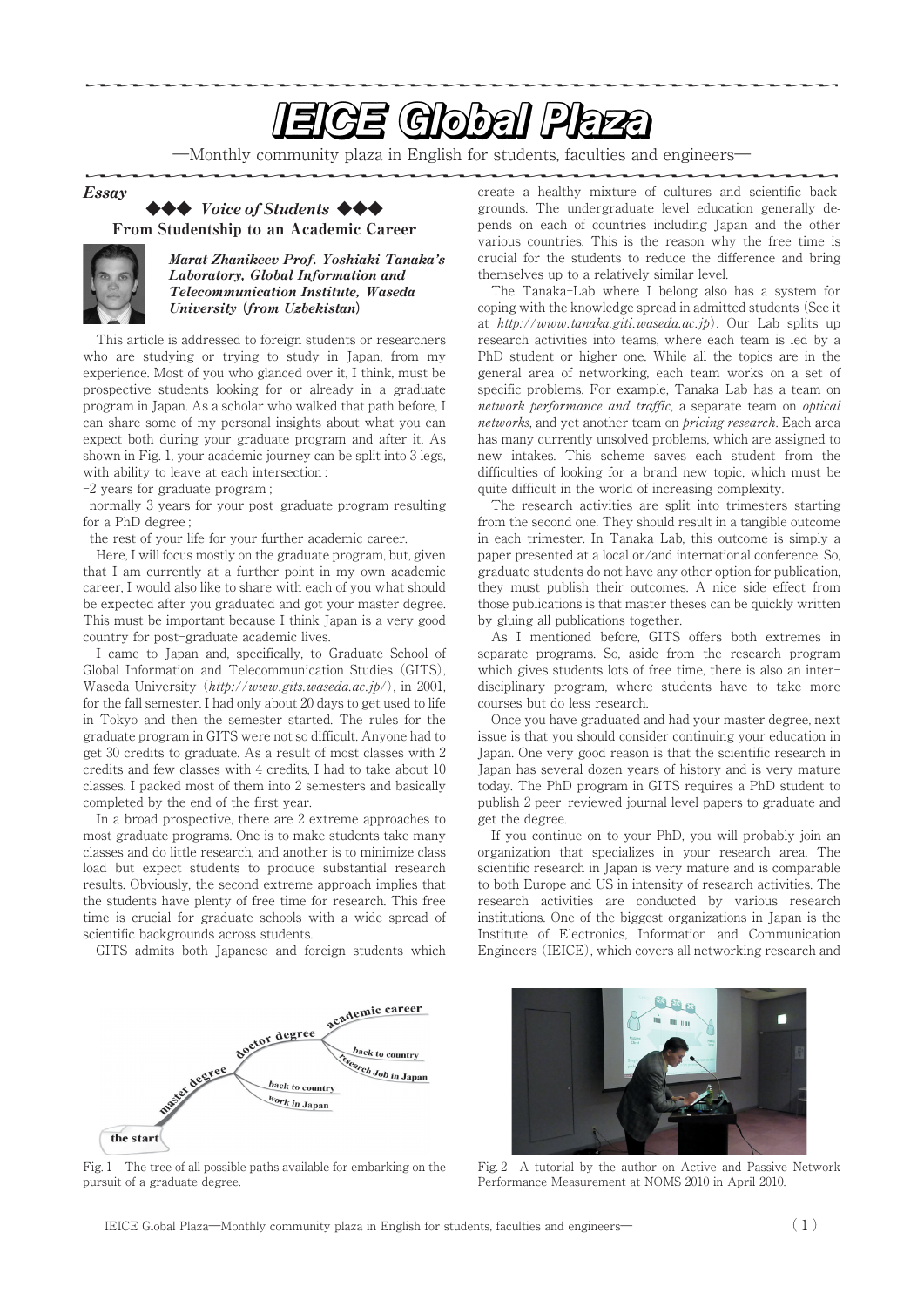# IEICE Global Plaza

—Monthly community plaza in English for students, faculties and engineers—

*Essay*

## ◆◆◆ *Voice of Students* ◆◆◆

### From Studentship to an Academic Career

***Marat Zhanikeev Prof. Yoshiaki Tanaka's Laboratory, Global Information and Telecommunication Institute, Waseda University (from Uzbekistan)***

This article is addressed to foreign students or researchers who are studying or trying to study in Japan, from my experience. Most of you who glanced over it, I think, must be prospective students looking for or already in a graduate program in Japan. As a scholar who walked that path before, I can share some of my personal insights about what you can expect both during your graduate program and after it. As shown in Fig. 1, your academic journey can be split into 3 legs, with ability to leave at each intersection :

-2 years for graduate program ;

-normally 3 years for your post-graduate program resulting for a PhD degree ;

-the rest of your life for your further academic career.

Here, I will focus mostly on the graduate program, but, given that I am currently at a further point in my own academic career, I would also like to share with each of you what should be expected after you graduated and got your master degree. This must be important because I think Japan is a very good country for post-graduate academic lives.

I came to Japan and, specifically, to Graduate School of Global Information and Telecommunication Studies (GITS), Waseda University (*http://www.gits.waseda.ac.jp/*), in 2001, for the fall semester. I had only about 20 days to get used to life in Tokyo and then the semester started. The rules for the graduate program in GITS were not so difficult. Anyone had to get 30 credits to graduate. As a result of most classes with 2 credits and few classes with 4 credits, I had to take about 10 classes. I packed most of them into 2 semesters and basically completed by the end of the first year.

In a broad prospective, there are 2 extreme approaches to most graduate programs. One is to make students take many classes and do little research, and another is to minimize class load but expect students to produce substantial research results. Obviously, the second extreme approach implies that the students have plenty of free time for research. This free time is crucial for graduate schools with a wide spread of scientific backgrounds across students.

GITS admits both Japanese and foreign students which create a healthy mixture of cultures and scientific backgrounds. The undergraduate level education generally depends on each of countries including Japan and the other various countries. This is the reason why the free time is crucial for the students to reduce the difference and bring themselves up to a relatively similar level.

The Tanaka-Lab where I belong also has a system for coping with the knowledge spread in admitted students (See it at *http://www.tanaka.giti.waseda.ac.jp*). Our Lab splits up research activities into teams, where each team is led by a PhD student or higher one. While all the topics are in the general area of networking, each team works on a set of specific problems. For example, Tanaka-Lab has a team on *network performance and traffic*, a separate team on *optical networks*, and yet another team on *pricing research*. Each area has many currently unsolved problems, which are assigned to new intakes. This scheme saves each student from the difficulties of looking for a brand new topic, which must be quite difficult in the world of increasing complexity.

The research activities are split into trimesters starting from the second one. They should result in a tangible outcome in each trimester. In Tanaka-Lab, this outcome is simply a paper presented at a local or/and international conference. So, graduate students do not have any other option for publication, they must publish their outcomes. A nice side effect from those publications is that master theses can be quickly written by gluing all publications together.

As I mentioned before, GITS offers both extremes in separate programs. So, aside from the research program which gives students lots of free time, there is also an inter-disciplinary program, where students have to take more courses but do less research.

Once you have graduated and had your master degree, next issue is that you should consider continuing your education in Japan. One very good reason is that the scientific research in Japan has several dozen years of history and is very mature today. The PhD program in GITS requires a PhD student to publish 2 peer-reviewed journal level papers to graduate and get the degree.

If you continue on to your PhD, you will probably join an organization that specializes in your research area. The scientific research in Japan is very mature and is comparable to both Europe and US in intensity of research activities. The research activities are conducted by various research institutions. One of the biggest organizations in Japan is the Institute of Electronics, Information and Communication Engineers (IEICE), which covers all networking research and

Fig. 1 The tree of all possible paths available for embarking on the pursuit of a graduate degree.

Fig. 2 A tutorial by the author on Active and Passive Network Performance Measurement at NOMS 2010 in April 2010.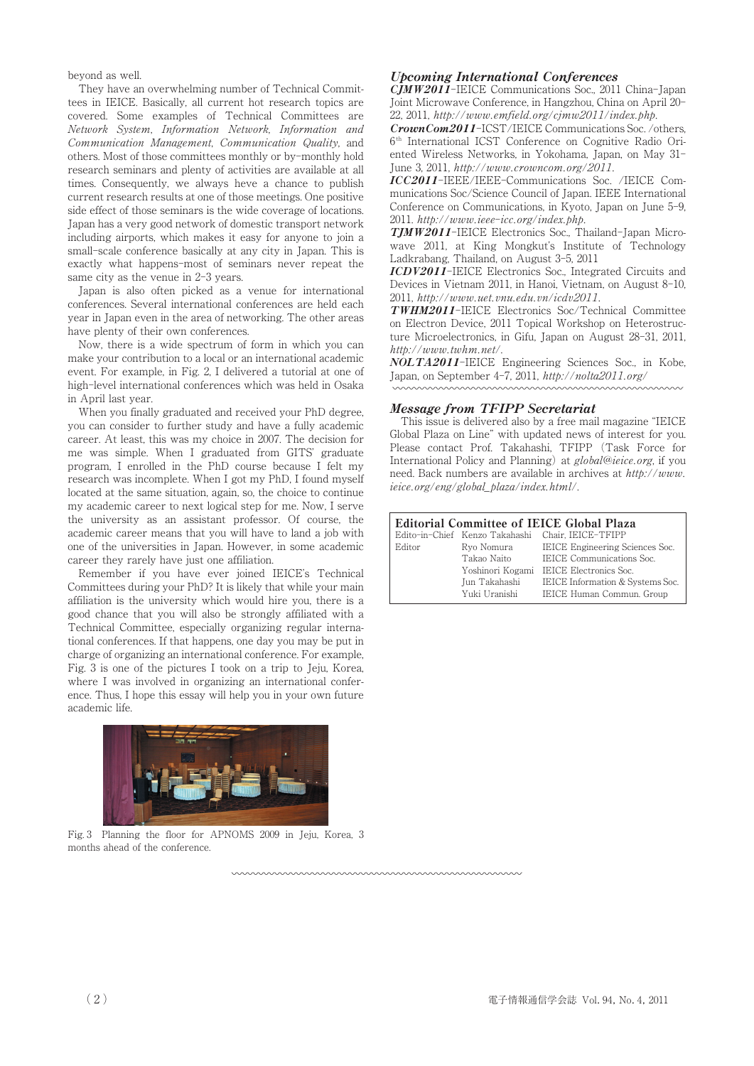beyond as well.

They have an overwhelming number of Technical Committees in IEICE. Basically, all current hot research topics are covered. Some examples of Technical Committees are *Network System*, *Information Network*, *Information and Communication Management*, *Communication Quality*, and others. Most of those committees monthly or by-monthly hold research seminars and plenty of activities are available at all times. Consequently, we always heve a chance to publish current research results at one of those meetings. One positive side effect of those seminars is the wide coverage of locations. Japan has a very good network of domestic transport network including airports, which makes it easy for anyone to join a small-scale conference basically at any city in Japan. This is exactly what happens-most of seminars never repeat the same city as the venue in 2-3 years.

Japan is also often picked as a venue for international conferences. Several international conferences are held each year in Japan even in the area of networking. The other areas have plenty of their own conferences.

Now, there is a wide spectrum of form in which you can make your contribution to a local or an international academic event. For example, in Fig. 2, I delivered a tutorial at one of high-level international conferences which was held in Osaka in April last year.

When you finally graduated and received your PhD degree, you can consider to further study and have a fully academic career. At least, this was my choice in 2007. The decision for me was simple. When I graduated from GITS' graduate program, I enrolled in the PhD course because I felt my research was incomplete. When I got my PhD, I found myself located at the same situation, again, so, the choice to continue my academic career to next logical step for me. Now, I serve the university as an assistant professor. Of course, the academic career means that you will have to land a job with one of the universities in Japan. However, in some academic career they rarely have just one affiliation.

Remember if you have ever joined IEICE's Technical Committees during your PhD? It is likely that while your main affiliation is the university which would hire you, there is a good chance that you will also be strongly affiliated with a Technical Committee, especially organizing regular international conferences. If that happens, one day you may be put in charge of organizing an international conference. For example, Fig. 3 is one of the pictures I took on a trip to Jeju, Korea, where I was involved in organizing an international conference. Thus, I hope this essay will help you in your own future academic life.

Fig. 3 Planning the floor for APNOMS 2009 in Jeju, Korea, 3 months ahead of the conference.

## *Upcoming International Conferences*

***CJMW2011***-IEICE Communications Soc., 2011 China-Japan Joint Microwave Conference, in Hangzhou, China on April 20-22, 2011, *http://www.emfield.org/cjmw2011/index.php*.

***CrownCom2011***-ICST/IEICE Communications Soc./others, 6th International ICST Conference on Cognitive Radio Oriented Wireless Networks, in Yokohama, Japan, on May 31-June 3, 2011, *http://www.crowncom.org/2011*.

***ICC2011***-IEEE/IEEE-Communications Soc. /IEICE Communications Soc/Science Council of Japan. IEEE International Conference on Communications, in Kyoto, Japan on June 5-9, 2011. *http://www.ieee-icc.org/index.php*.

***TJMW2011***-IEICE Electronics Soc., Thailand-Japan Microwave 2011, at King Mongkut's Institute of Technology Ladkrabang, Thailand, on August 3-5, 2011

***ICDV2011***-IEICE Electronics Soc., Integrated Circuits and Devices in Vietnam 2011, in Hanoi, Vietnam, on August 8-10, 2011, *http://www.uet.vnu.edu.vn/icdv2011*.

***TWHM2011***-IEICE Electronics Soc/Technical Committee on Electron Device, 2011 Topical Workshop on Heterostructure Microelectronics, in Gifu, Japan on August 28-31, 2011, *http://www.twhm.net/*.

***NOLTA2011***-IEICE Engineering Sciences Soc., in Kobe, Japan, on September 4-7, 2011, *http://nolta2011.org/*

## *Message from TFIPP Secretariat*

This issue is delivered also by a free mail magazine "IEICE Global Plaza on Line" with updated news of interest for you. Please contact Prof. Takahashi, TFIPP (Task Force for International Policy and Planning) at *global@ieice.org*, if you need. Back numbers are available in archives at *http://www.ieice.org/eng/global_plaza/index.html/*.

### Editorial Committee of IEICE Global Plaza

| | | |
|---|---|---|
| Edito-in-Chief | Kenzo Takahashi | Chair, IEICE-TFIPP |
| Editor | Ryo Nomura | IEICE Engineering Sciences Soc. |
| | Takao Naito | IEICE Communications Soc. |
| | Yoshinori Kogami | IEICE Electronics Soc. |
| | Jun Takahashi | IEICE Information & Systems Soc. |
| | Yuki Uranishi | IEICE Human Commun. Group |